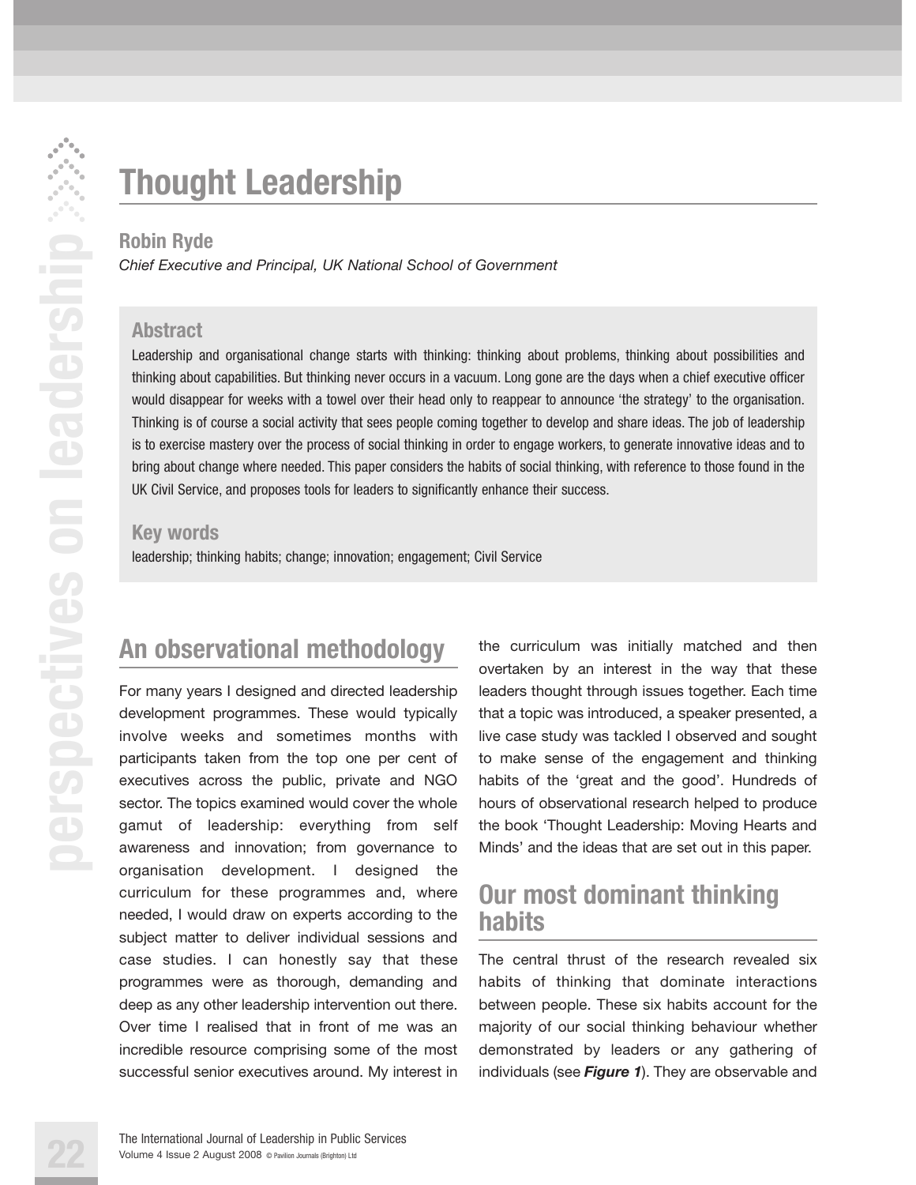# Thought Leadership

**Robin Ryde**

*Chief Executive and Principal, UK National School of Government*

## Abstract

Leadership and organisational change starts with thinking: thinking about problems, thinking about possibilities and thinking about capabilities. But thinking never occurs in a vacuum. Long gone are the days when a chief executive officer would disappear for weeks with a towel over their head only to reappear to announce 'the strategy' to the organisation. Thinking is of course a social activity that sees people coming together to develop and share ideas. The job of leadership is to exercise mastery over the process of social thinking in order to engage workers, to generate innovative ideas and to bring about change where needed. This paper considers the habits of social thinking, with reference to those found in the UK Civil Service, and proposes tools for leaders to significantly enhance their success.

## Key words

leadership; thinking habits; change; innovation; engagement; Civil Service

## An observational methodology

For many years I designed and directed leadership development programmes. These would typically involve weeks and sometimes months with participants taken from the top one per cent of executives across the public, private and NGO sector. The topics examined would cover the whole gamut of leadership: everything from self awareness and innovation; from governance to organisation development. I designed the curriculum for these programmes and, where needed, I would draw on experts according to the subject matter to deliver individual sessions and case studies. I can honestly say that these programmes were as thorough, demanding and deep as any other leadership intervention out there. Over time I realised that in front of me was an incredible resource comprising some of the most successful senior executives around. My interest in the curriculum was initially matched and then overtaken by an interest in the way that these leaders thought through issues together. Each time that a topic was introduced, a speaker presented, a live case study was tackled I observed and sought to make sense of the engagement and thinking habits of the 'great and the good'. Hundreds of hours of observational research helped to produce the book 'Thought Leadership: Moving Hearts and Minds' and the ideas that are set out in this paper.

## Our most dominant thinking habits

The central thrust of the research revealed six habits of thinking that dominate interactions between people. These six habits account for the majority of our social thinking behaviour whether demonstrated by leaders or any gathering of individuals (see ***Figure 1***). They are observable and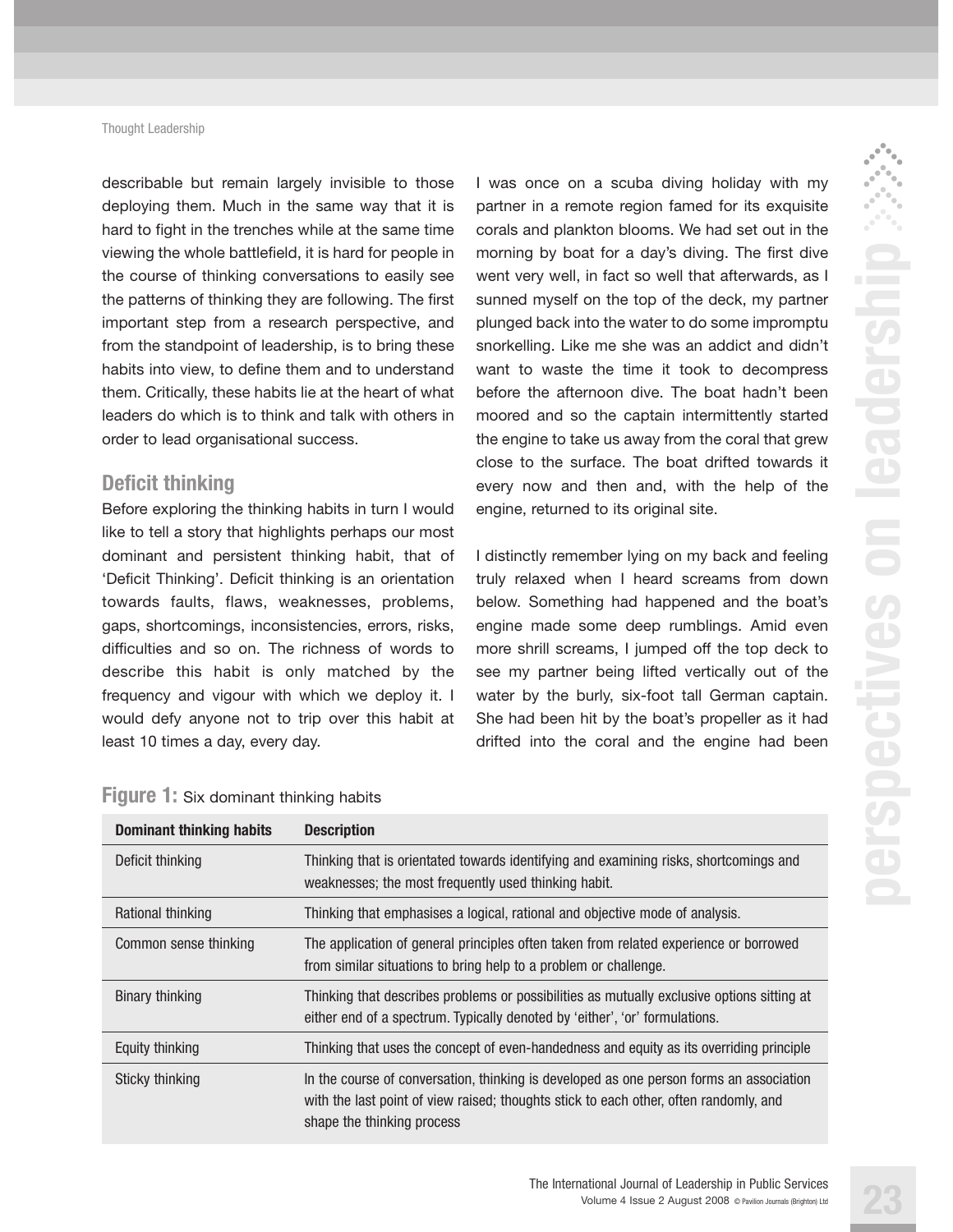describable but remain largely invisible to those deploying them. Much in the same way that it is hard to fight in the trenches while at the same time viewing the whole battlefield, it is hard for people in the course of thinking conversations to easily see the patterns of thinking they are following. The first important step from a research perspective, and from the standpoint of leadership, is to bring these habits into view, to define them and to understand them. Critically, these habits lie at the heart of what leaders do which is to think and talk with others in order to lead organisational success.

## Deficit thinking

Before exploring the thinking habits in turn I would like to tell a story that highlights perhaps our most dominant and persistent thinking habit, that of 'Deficit Thinking'. Deficit thinking is an orientation towards faults, flaws, weaknesses, problems, gaps, shortcomings, inconsistencies, errors, risks, difficulties and so on. The richness of words to describe this habit is only matched by the frequency and vigour with which we deploy it. I would defy anyone not to trip over this habit at least 10 times a day, every day.

I was once on a scuba diving holiday with my partner in a remote region famed for its exquisite corals and plankton blooms. We had set out in the morning by boat for a day's diving. The first dive went very well, in fact so well that afterwards, as I sunned myself on the top of the deck, my partner plunged back into the water to do some impromptu snorkelling. Like me she was an addict and didn't want to waste the time it took to decompress before the afternoon dive. The boat hadn't been moored and so the captain intermittently started the engine to take us away from the coral that grew close to the surface. The boat drifted towards it every now and then and, with the help of the engine, returned to its original site.

I distinctly remember lying on my back and feeling truly relaxed when I heard screams from down below. Something had happened and the boat's engine made some deep rumblings. Amid even more shrill screams, I jumped off the top deck to see my partner being lifted vertically out of the water by the burly, six-foot tall German captain. She had been hit by the boat's propeller as it had drifted into the coral and the engine had been

**Figure 1:** Six dominant thinking habits

| Dominant thinking habits | Description |
|---|---|
| Deficit thinking | Thinking that is orientated towards identifying and examining risks, shortcomings and weaknesses; the most frequently used thinking habit. |
| Rational thinking | Thinking that emphasises a logical, rational and objective mode of analysis. |
| Common sense thinking | The application of general principles often taken from related experience or borrowed from similar situations to bring help to a problem or challenge. |
| Binary thinking | Thinking that describes problems or possibilities as mutually exclusive options sitting at either end of a spectrum. Typically denoted by 'either', 'or' formulations. |
| Equity thinking | Thinking that uses the concept of even-handedness and equity as its overriding principle |
| Sticky thinking | In the course of conversation, thinking is developed as one person forms an association with the last point of view raised; thoughts stick to each other, often randomly, and shape the thinking process |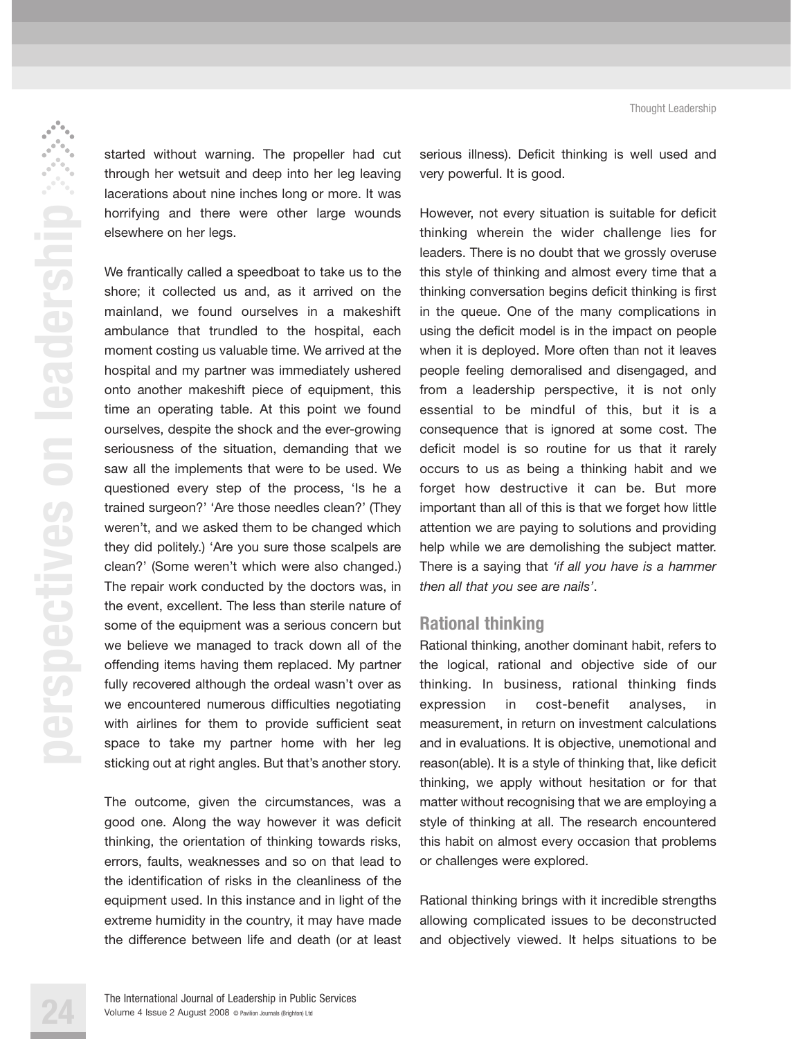started without warning. The propeller had cut through her wetsuit and deep into her leg leaving lacerations about nine inches long or more. It was horrifying and there were other large wounds elsewhere on her legs.

We frantically called a speedboat to take us to the shore; it collected us and, as it arrived on the mainland, we found ourselves in a makeshift ambulance that trundled to the hospital, each moment costing us valuable time. We arrived at the hospital and my partner was immediately ushered onto another makeshift piece of equipment, this time an operating table. At this point we found ourselves, despite the shock and the ever-growing seriousness of the situation, demanding that we saw all the implements that were to be used. We questioned every step of the process, 'Is he a trained surgeon?' 'Are those needles clean?' (They weren't, and we asked them to be changed which they did politely.) 'Are you sure those scalpels are clean?' (Some weren't which were also changed.) The repair work conducted by the doctors was, in the event, excellent. The less than sterile nature of some of the equipment was a serious concern but we believe we managed to track down all of the offending items having them replaced. My partner fully recovered although the ordeal wasn't over as we encountered numerous difficulties negotiating with airlines for them to provide sufficient seat space to take my partner home with her leg sticking out at right angles. But that's another story.

The outcome, given the circumstances, was a good one. Along the way however it was deficit thinking, the orientation of thinking towards risks, errors, faults, weaknesses and so on that lead to the identification of risks in the cleanliness of the equipment used. In this instance and in light of the extreme humidity in the country, it may have made the difference between life and death (or at least serious illness). Deficit thinking is well used and very powerful. It is good.

However, not every situation is suitable for deficit thinking wherein the wider challenge lies for leaders. There is no doubt that we grossly overuse this style of thinking and almost every time that a thinking conversation begins deficit thinking is first in the queue. One of the many complications in using the deficit model is in the impact on people when it is deployed. More often than not it leaves people feeling demoralised and disengaged, and from a leadership perspective, it is not only essential to be mindful of this, but it is a consequence that is ignored at some cost. The deficit model is so routine for us that it rarely occurs to us as being a thinking habit and we forget how destructive it can be. But more important than all of this is that we forget how little attention we are paying to solutions and providing help while we are demolishing the subject matter. There is a saying that *'if all you have is a hammer then all that you see are nails'*.

## Rational thinking

Rational thinking, another dominant habit, refers to the logical, rational and objective side of our thinking. In business, rational thinking finds expression in cost-benefit analyses, in measurement, in return on investment calculations and in evaluations. It is objective, unemotional and reason(able). It is a style of thinking that, like deficit thinking, we apply without hesitation or for that matter without recognising that we are employing a style of thinking at all. The research encountered this habit on almost every occasion that problems or challenges were explored.

Rational thinking brings with it incredible strengths allowing complicated issues to be deconstructed and objectively viewed. It helps situations to be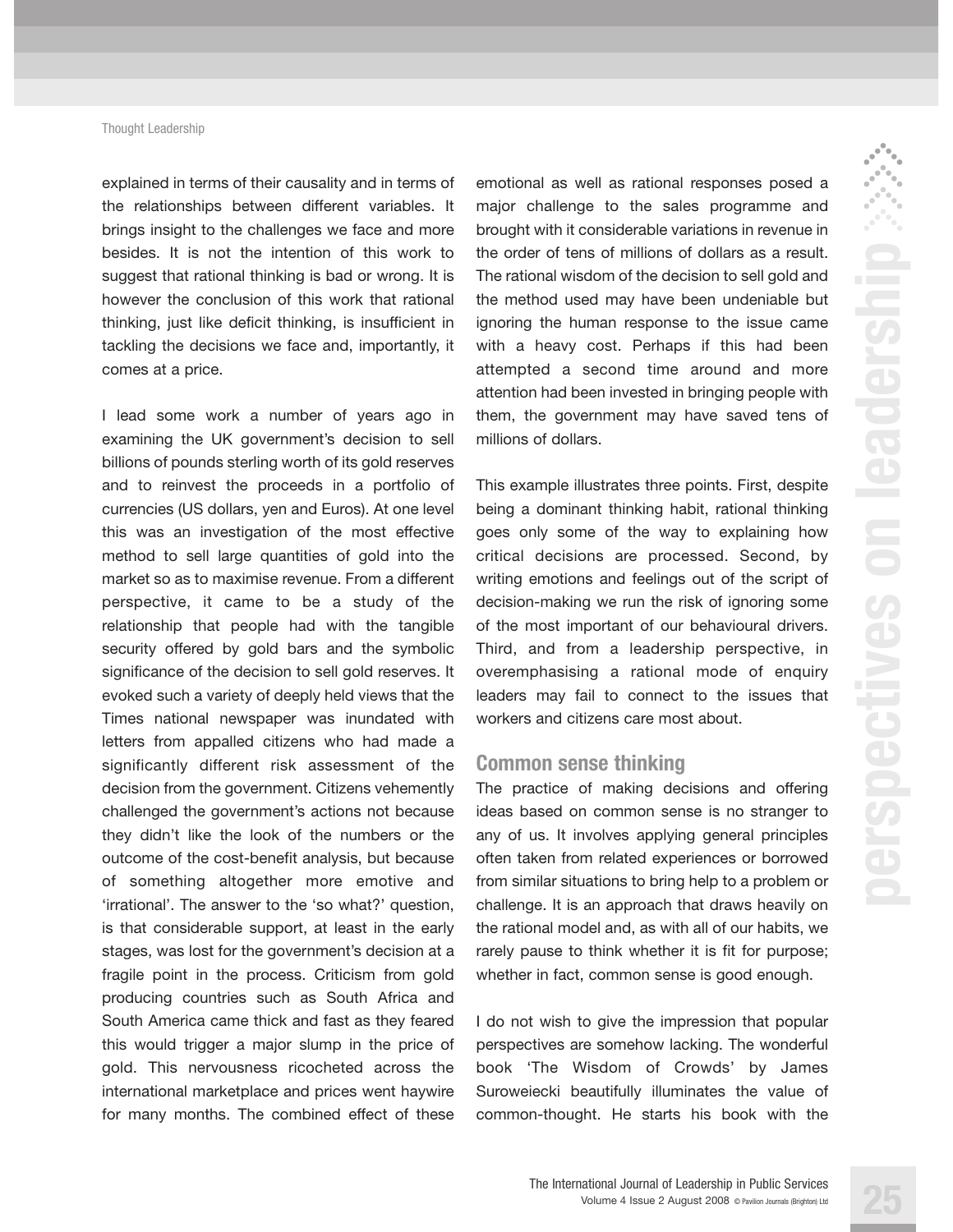explained in terms of their causality and in terms of the relationships between different variables. It brings insight to the challenges we face and more besides. It is not the intention of this work to suggest that rational thinking is bad or wrong. It is however the conclusion of this work that rational thinking, just like deficit thinking, is insufficient in tackling the decisions we face and, importantly, it comes at a price.

I lead some work a number of years ago in examining the UK government's decision to sell billions of pounds sterling worth of its gold reserves and to reinvest the proceeds in a portfolio of currencies (US dollars, yen and Euros). At one level this was an investigation of the most effective method to sell large quantities of gold into the market so as to maximise revenue. From a different perspective, it came to be a study of the relationship that people had with the tangible security offered by gold bars and the symbolic significance of the decision to sell gold reserves. It evoked such a variety of deeply held views that the Times national newspaper was inundated with letters from appalled citizens who had made a significantly different risk assessment of the decision from the government. Citizens vehemently challenged the government's actions not because they didn't like the look of the numbers or the outcome of the cost-benefit analysis, but because of something altogether more emotive and 'irrational'. The answer to the 'so what?' question, is that considerable support, at least in the early stages, was lost for the government's decision at a fragile point in the process. Criticism from gold producing countries such as South Africa and South America came thick and fast as they feared this would trigger a major slump in the price of gold. This nervousness ricocheted across the international marketplace and prices went haywire for many months. The combined effect of these emotional as well as rational responses posed a major challenge to the sales programme and brought with it considerable variations in revenue in the order of tens of millions of dollars as a result. The rational wisdom of the decision to sell gold and the method used may have been undeniable but ignoring the human response to the issue came with a heavy cost. Perhaps if this had been attempted a second time around and more attention had been invested in bringing people with them, the government may have saved tens of millions of dollars.

This example illustrates three points. First, despite being a dominant thinking habit, rational thinking goes only some of the way to explaining how critical decisions are processed. Second, by writing emotions and feelings out of the script of decision-making we run the risk of ignoring some of the most important of our behavioural drivers. Third, and from a leadership perspective, in overemphasising a rational mode of enquiry leaders may fail to connect to the issues that workers and citizens care most about.

## Common sense thinking

The practice of making decisions and offering ideas based on common sense is no stranger to any of us. It involves applying general principles often taken from related experiences or borrowed from similar situations to bring help to a problem or challenge. It is an approach that draws heavily on the rational model and, as with all of our habits, we rarely pause to think whether it is fit for purpose; whether in fact, common sense is good enough.

I do not wish to give the impression that popular perspectives are somehow lacking. The wonderful book 'The Wisdom of Crowds' by James Suroweiecki beautifully illuminates the value of common-thought. He starts his book with the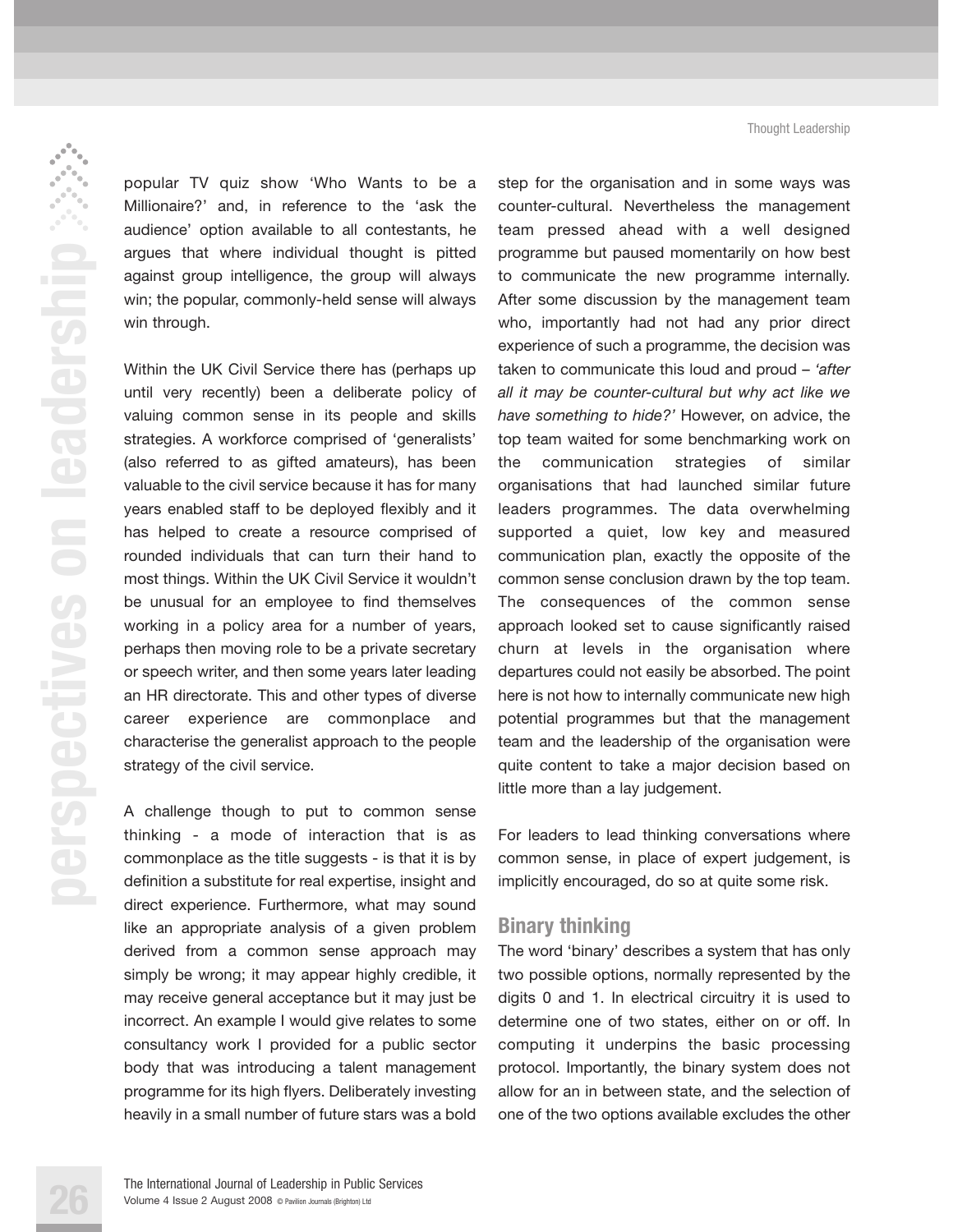popular TV quiz show 'Who Wants to be a Millionaire?' and, in reference to the 'ask the audience' option available to all contestants, he argues that where individual thought is pitted against group intelligence, the group will always win; the popular, commonly-held sense will always win through.

Within the UK Civil Service there has (perhaps up until very recently) been a deliberate policy of valuing common sense in its people and skills strategies. A workforce comprised of 'generalists' (also referred to as gifted amateurs), has been valuable to the civil service because it has for many years enabled staff to be deployed flexibly and it has helped to create a resource comprised of rounded individuals that can turn their hand to most things. Within the UK Civil Service it wouldn't be unusual for an employee to find themselves working in a policy area for a number of years, perhaps then moving role to be a private secretary or speech writer, and then some years later leading an HR directorate. This and other types of diverse career experience are commonplace and characterise the generalist approach to the people strategy of the civil service.

A challenge though to put to common sense thinking - a mode of interaction that is as commonplace as the title suggests - is that it is by definition a substitute for real expertise, insight and direct experience. Furthermore, what may sound like an appropriate analysis of a given problem derived from a common sense approach may simply be wrong; it may appear highly credible, it may receive general acceptance but it may just be incorrect. An example I would give relates to some consultancy work I provided for a public sector body that was introducing a talent management programme for its high flyers. Deliberately investing heavily in a small number of future stars was a bold step for the organisation and in some ways was counter-cultural. Nevertheless the management team pressed ahead with a well designed programme but paused momentarily on how best to communicate the new programme internally. After some discussion by the management team who, importantly had not had any prior direct experience of such a programme, the decision was taken to communicate this loud and proud – *'after all it may be counter-cultural but why act like we have something to hide?'* However, on advice, the top team waited for some benchmarking work on the communication strategies of similar organisations that had launched similar future leaders programmes. The data overwhelming supported a quiet, low key and measured communication plan, exactly the opposite of the common sense conclusion drawn by the top team. The consequences of the common sense approach looked set to cause significantly raised churn at levels in the organisation where departures could not easily be absorbed. The point here is not how to internally communicate new high potential programmes but that the management team and the leadership of the organisation were quite content to take a major decision based on little more than a lay judgement.

For leaders to lead thinking conversations where common sense, in place of expert judgement, is implicitly encouraged, do so at quite some risk.

## Binary thinking

The word 'binary' describes a system that has only two possible options, normally represented by the digits 0 and 1. In electrical circuitry it is used to determine one of two states, either on or off. In computing it underpins the basic processing protocol. Importantly, the binary system does not allow for an in between state, and the selection of one of the two options available excludes the other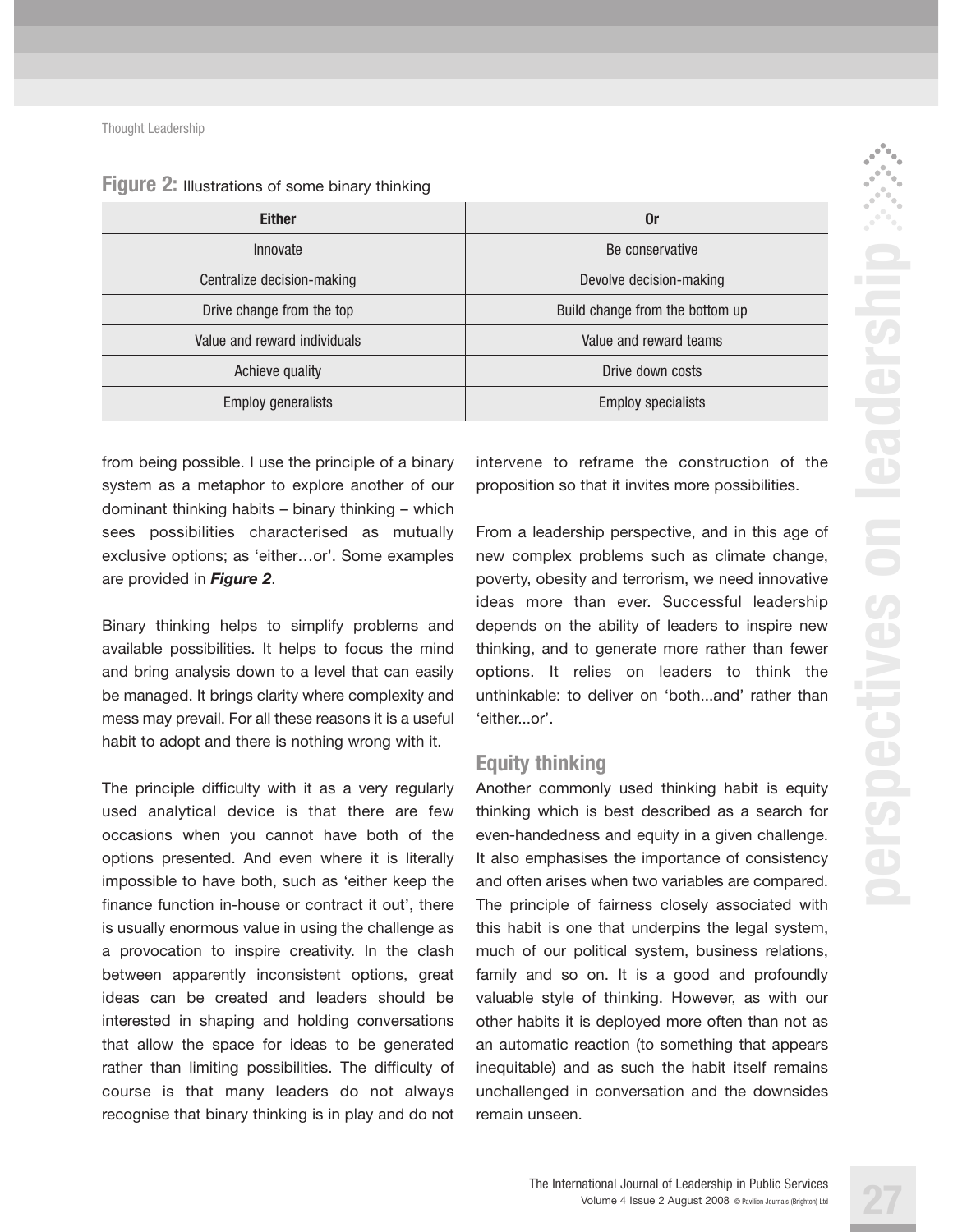**Figure 2:** Illustrations of some binary thinking

| Either | Or |
|---|---|
| Innovate | Be conservative |
| Centralize decision-making | Devolve decision-making |
| Drive change from the top | Build change from the bottom up |
| Value and reward individuals | Value and reward teams |
| Achieve quality | Drive down costs |
| Employ generalists | Employ specialists |

from being possible. I use the principle of a binary system as a metaphor to explore another of our dominant thinking habits – binary thinking – which sees possibilities characterised as mutually exclusive options; as 'either…or'. Some examples are provided in ***Figure 2***.

Binary thinking helps to simplify problems and available possibilities. It helps to focus the mind and bring analysis down to a level that can easily be managed. It brings clarity where complexity and mess may prevail. For all these reasons it is a useful habit to adopt and there is nothing wrong with it.

The principle difficulty with it as a very regularly used analytical device is that there are few occasions when you cannot have both of the options presented. And even where it is literally impossible to have both, such as 'either keep the finance function in-house or contract it out', there is usually enormous value in using the challenge as a provocation to inspire creativity. In the clash between apparently inconsistent options, great ideas can be created and leaders should be interested in shaping and holding conversations that allow the space for ideas to be generated rather than limiting possibilities. The difficulty of course is that many leaders do not always recognise that binary thinking is in play and do not intervene to reframe the construction of the proposition so that it invites more possibilities.

From a leadership perspective, and in this age of new complex problems such as climate change, poverty, obesity and terrorism, we need innovative ideas more than ever. Successful leadership depends on the ability of leaders to inspire new thinking, and to generate more rather than fewer options. It relies on leaders to think the unthinkable: to deliver on 'both...and' rather than 'either...or'.

## Equity thinking

Another commonly used thinking habit is equity thinking which is best described as a search for even-handedness and equity in a given challenge. It also emphasises the importance of consistency and often arises when two variables are compared. The principle of fairness closely associated with this habit is one that underpins the legal system, much of our political system, business relations, family and so on. It is a good and profoundly valuable style of thinking. However, as with our other habits it is deployed more often than not as an automatic reaction (to something that appears inequitable) and as such the habit itself remains unchallenged in conversation and the downsides remain unseen.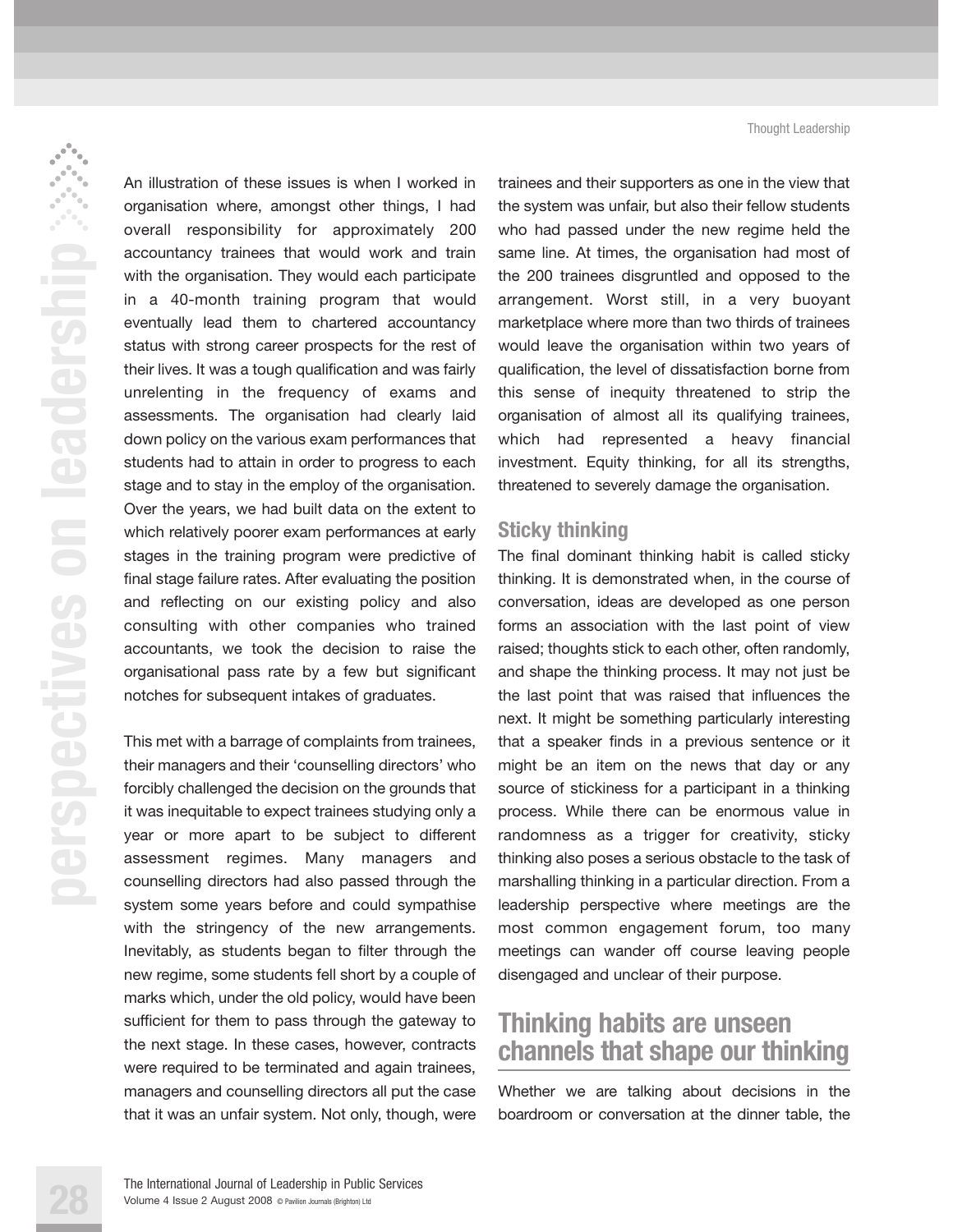An illustration of these issues is when I worked in organisation where, amongst other things, I had overall responsibility for approximately 200 accountancy trainees that would work and train with the organisation. They would each participate in a 40-month training program that would eventually lead them to chartered accountancy status with strong career prospects for the rest of their lives. It was a tough qualification and was fairly unrelenting in the frequency of exams and assessments. The organisation had clearly laid down policy on the various exam performances that students had to attain in order to progress to each stage and to stay in the employ of the organisation. Over the years, we had built data on the extent to which relatively poorer exam performances at early stages in the training program were predictive of final stage failure rates. After evaluating the position and reflecting on our existing policy and also consulting with other companies who trained accountants, we took the decision to raise the organisational pass rate by a few but significant notches for subsequent intakes of graduates.

This met with a barrage of complaints from trainees, their managers and their 'counselling directors' who forcibly challenged the decision on the grounds that it was inequitable to expect trainees studying only a year or more apart to be subject to different assessment regimes. Many managers and counselling directors had also passed through the system some years before and could sympathise with the stringency of the new arrangements. Inevitably, as students began to filter through the new regime, some students fell short by a couple of marks which, under the old policy, would have been sufficient for them to pass through the gateway to the next stage. In these cases, however, contracts were required to be terminated and again trainees, managers and counselling directors all put the case that it was an unfair system. Not only, though, were trainees and their supporters as one in the view that the system was unfair, but also their fellow students who had passed under the new regime held the same line. At times, the organisation had most of the 200 trainees disgruntled and opposed to the arrangement. Worst still, in a very buoyant marketplace where more than two thirds of trainees would leave the organisation within two years of qualification, the level of dissatisfaction borne from this sense of inequity threatened to strip the organisation of almost all its qualifying trainees, which had represented a heavy financial investment. Equity thinking, for all its strengths, threatened to severely damage the organisation.

### Sticky thinking

The final dominant thinking habit is called sticky thinking. It is demonstrated when, in the course of conversation, ideas are developed as one person forms an association with the last point of view raised; thoughts stick to each other, often randomly, and shape the thinking process. It may not just be the last point that was raised that influences the next. It might be something particularly interesting that a speaker finds in a previous sentence or it might be an item on the news that day or any source of stickiness for a participant in a thinking process. While there can be enormous value in randomness as a trigger for creativity, sticky thinking also poses a serious obstacle to the task of marshalling thinking in a particular direction. From a leadership perspective where meetings are the most common engagement forum, too many meetings can wander off course leaving people disengaged and unclear of their purpose.

## Thinking habits are unseen channels that shape our thinking

Whether we are talking about decisions in the boardroom or conversation at the dinner table, the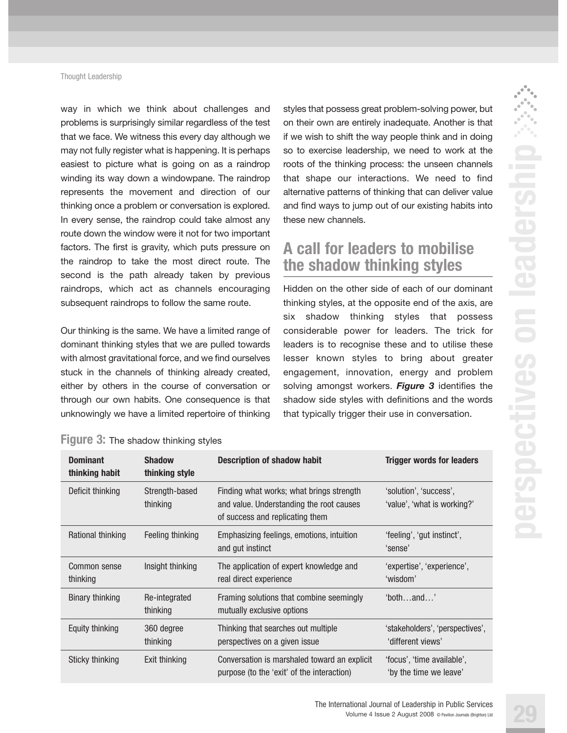way in which we think about challenges and problems is surprisingly similar regardless of the test that we face. We witness this every day although we may not fully register what is happening. It is perhaps easiest to picture what is going on as a raindrop winding its way down a windowpane. The raindrop represents the movement and direction of our thinking once a problem or conversation is explored. In every sense, the raindrop could take almost any route down the window were it not for two important factors. The first is gravity, which puts pressure on the raindrop to take the most direct route. The second is the path already taken by previous raindrops, which act as channels encouraging subsequent raindrops to follow the same route.

Our thinking is the same. We have a limited range of dominant thinking styles that we are pulled towards with almost gravitational force, and we find ourselves stuck in the channels of thinking already created, either by others in the course of conversation or through our own habits. One consequence is that unknowingly we have a limited repertoire of thinking styles that possess great problem-solving power, but on their own are entirely inadequate. Another is that if we wish to shift the way people think and in doing so to exercise leadership, we need to work at the roots of the thinking process: the unseen channels that shape our interactions. We need to find alternative patterns of thinking that can deliver value and find ways to jump out of our existing habits into these new channels.

## A call for leaders to mobilise the shadow thinking styles

Hidden on the other side of each of our dominant thinking styles, at the opposite end of the axis, are six shadow thinking styles that possess considerable power for leaders. The trick for leaders is to recognise these and to utilise these lesser known styles to bring about greater engagement, innovation, energy and problem solving amongst workers. ***Figure 3*** identifies the shadow side styles with definitions and the words that typically trigger their use in conversation.

**Figure 3:** The shadow thinking styles

| Dominant thinking habit | Shadow thinking style | Description of shadow habit | Trigger words for leaders |
|---|---|---|---|
| Deficit thinking | Strength-based thinking | Finding what works; what brings strength and value. Understanding the root causes of success and replicating them | 'solution', 'success', 'value', 'what is working?' |
| Rational thinking | Feeling thinking | Emphasizing feelings, emotions, intuition and gut instinct | 'feeling', 'gut instinct', 'sense' |
| Common sense thinking | Insight thinking | The application of expert knowledge and real direct experience | 'expertise', 'experience', 'wisdom' |
| Binary thinking | Re-integrated thinking | Framing solutions that combine seemingly mutually exclusive options | 'both…and…' |
| Equity thinking | 360 degree thinking | Thinking that searches out multiple perspectives on a given issue | 'stakeholders', 'perspectives', 'different views' |
| Sticky thinking | Exit thinking | Conversation is marshaled toward an explicit purpose (to the 'exit' of the interaction) | 'focus', 'time available', 'by the time we leave' |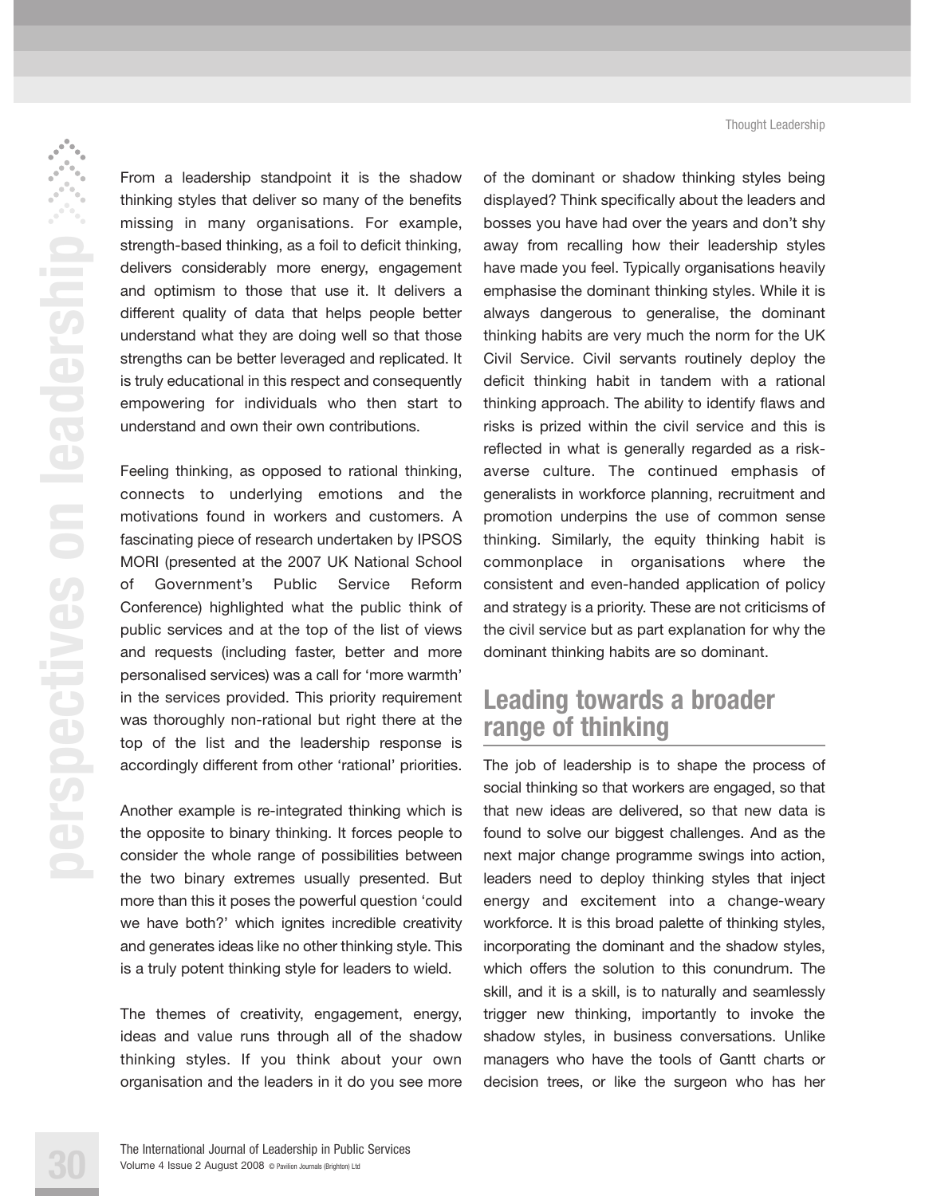From a leadership standpoint it is the shadow thinking styles that deliver so many of the benefits missing in many organisations. For example, strength-based thinking, as a foil to deficit thinking, delivers considerably more energy, engagement and optimism to those that use it. It delivers a different quality of data that helps people better understand what they are doing well so that those strengths can be better leveraged and replicated. It is truly educational in this respect and consequently empowering for individuals who then start to understand and own their own contributions.

Feeling thinking, as opposed to rational thinking, connects to underlying emotions and the motivations found in workers and customers. A fascinating piece of research undertaken by IPSOS MORI (presented at the 2007 UK National School of Government's Public Service Reform Conference) highlighted what the public think of public services and at the top of the list of views and requests (including faster, better and more personalised services) was a call for 'more warmth' in the services provided. This priority requirement was thoroughly non-rational but right there at the top of the list and the leadership response is accordingly different from other 'rational' priorities.

Another example is re-integrated thinking which is the opposite to binary thinking. It forces people to consider the whole range of possibilities between the two binary extremes usually presented. But more than this it poses the powerful question 'could we have both?' which ignites incredible creativity and generates ideas like no other thinking style. This is a truly potent thinking style for leaders to wield.

The themes of creativity, engagement, energy, ideas and value runs through all of the shadow thinking styles. If you think about your own organisation and the leaders in it do you see more of the dominant or shadow thinking styles being displayed? Think specifically about the leaders and bosses you have had over the years and don't shy away from recalling how their leadership styles have made you feel. Typically organisations heavily emphasise the dominant thinking styles. While it is always dangerous to generalise, the dominant thinking habits are very much the norm for the UK Civil Service. Civil servants routinely deploy the deficit thinking habit in tandem with a rational thinking approach. The ability to identify flaws and risks is prized within the civil service and this is reflected in what is generally regarded as a risk-averse culture. The continued emphasis of generalists in workforce planning, recruitment and promotion underpins the use of common sense thinking. Similarly, the equity thinking habit is commonplace in organisations where the consistent and even-handed application of policy and strategy is a priority. These are not criticisms of the civil service but as part explanation for why the dominant thinking habits are so dominant.

## Leading towards a broader range of thinking

The job of leadership is to shape the process of social thinking so that workers are engaged, so that that new ideas are delivered, so that new data is found to solve our biggest challenges. And as the next major change programme swings into action, leaders need to deploy thinking styles that inject energy and excitement into a change-weary workforce. It is this broad palette of thinking styles, incorporating the dominant and the shadow styles, which offers the solution to this conundrum. The skill, and it is a skill, is to naturally and seamlessly trigger new thinking, importantly to invoke the shadow styles, in business conversations. Unlike managers who have the tools of Gantt charts or decision trees, or like the surgeon who has her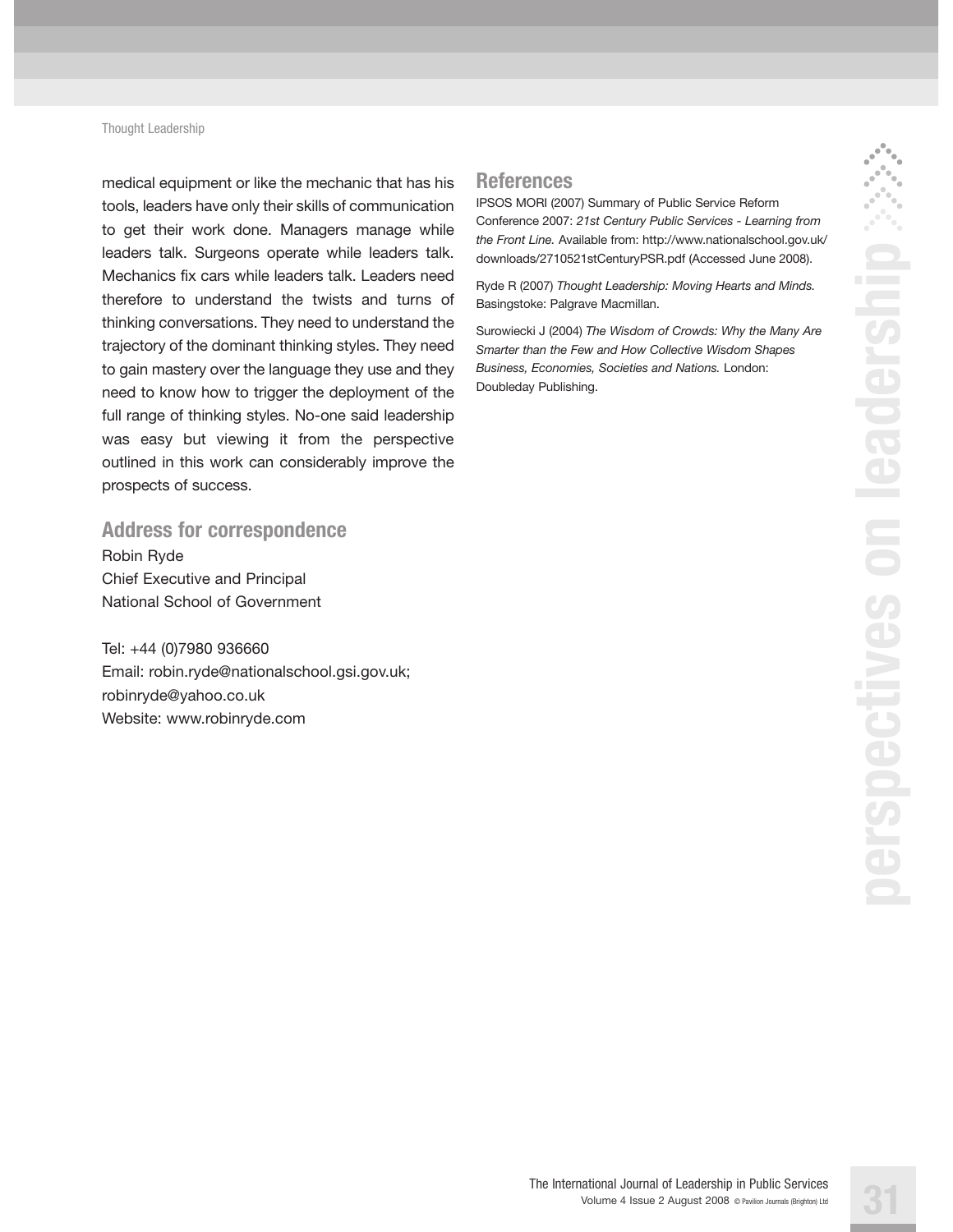medical equipment or like the mechanic that has his tools, leaders have only their skills of communication to get their work done. Managers manage while leaders talk. Surgeons operate while leaders talk. Mechanics fix cars while leaders talk. Leaders need therefore to understand the twists and turns of thinking conversations. They need to understand the trajectory of the dominant thinking styles. They need to gain mastery over the language they use and they need to know how to trigger the deployment of the full range of thinking styles. No-one said leadership was easy but viewing it from the perspective outlined in this work can considerably improve the prospects of success.

## Address for correspondence

Robin Ryde
Chief Executive and Principal
National School of Government

Tel: +44 (0)7980 936660
Email: robin.ryde@nationalschool.gsi.gov.uk;
robinryde@yahoo.co.uk
Website: www.robinryde.com

## References

IPSOS MORI (2007) Summary of Public Service Reform Conference 2007: *21st Century Public Services - Learning from the Front Line.* Available from: http://www.nationalschool.gov.uk/downloads/2710521stCenturyPSR.pdf (Accessed June 2008).

Ryde R (2007) *Thought Leadership: Moving Hearts and Minds.* Basingstoke: Palgrave Macmillan.

Surowiecki J (2004) *The Wisdom of Crowds: Why the Many Are Smarter than the Few and How Collective Wisdom Shapes Business, Economies, Societies and Nations.* London: Doubleday Publishing.